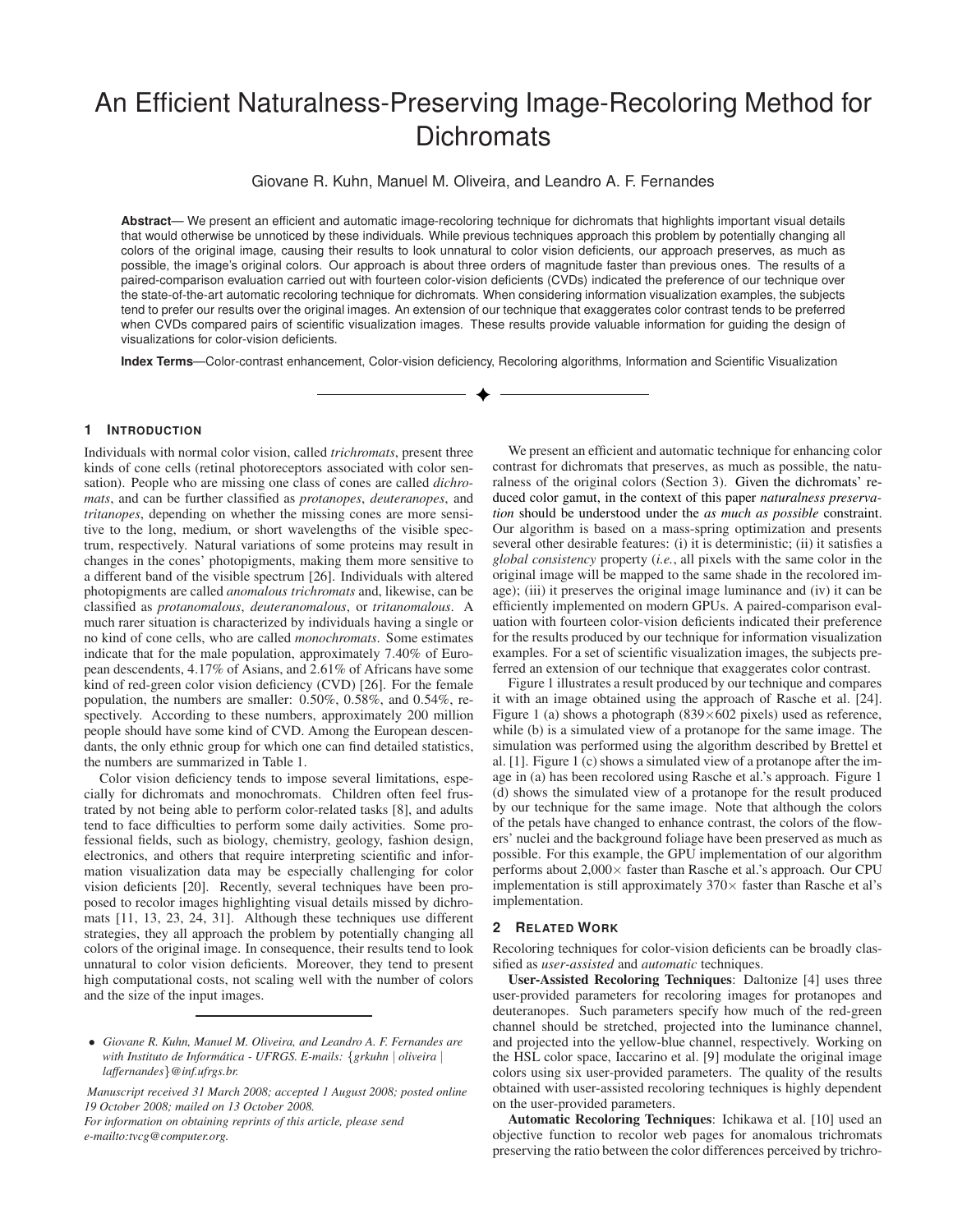# An Efficient Naturalness-Preserving Image-Recoloring Method for Dichromats

Giovane R. Kuhn, Manuel M. Oliveira, and Leandro A. F. Fernandes

**Abstract**— We present an efficient and automatic image-recoloring technique for dichromats that highlights important visual details that would otherwise be unnoticed by these individuals. While previous techniques approach this problem by potentially changing all colors of the original image, causing their results to look unnatural to color vision deficients, our approach preserves, as much as possible, the image's original colors. Our approach is about three orders of magnitude faster than previous ones. The results of a paired-comparison evaluation carried out with fourteen color-vision deficients (CVDs) indicated the preference of our technique over the state-of-the-art automatic recoloring technique for dichromats. When considering information visualization examples, the subjects tend to prefer our results over the original images. An extension of our technique that exaggerates color contrast tends to be preferred when CVDs compared pairs of scientific visualization images. These results provide valuable information for guiding the design of visualizations for color-vision deficients.

**Index Terms**—Color-contrast enhancement, Color-vision deficiency, Recoloring algorithms, Information and Scientific Visualization

## 1 Introduction

Individuals with normal color vision, called *trichromats*, present three kinds of cone cells (retinal photoreceptors associated with color sensation). People who are missing one class of cones are called *dichromats*, and can be further classified as *protanopes*, *deuteranopes*, and *tritanopes*, depending on whether the missing cones are more sensitive to the long, medium, or short wavelengths of the visible spectrum, respectively. Natural variations of some proteins may result in changes in the cones' photopigments, making them more sensitive to a different band of the visible spectrum [26]. Individuals with altered photopigments are called *anomalous trichromats* and, likewise, can be classified as *protanomalous*, *deuteranomalous*, or *tritanomalous*. A much rarer situation is characterized by individuals having a single or no kind of cone cells, who are called *monochromats*. Some estimates indicate that for the male population, approximately 7.40% of European descendents, 4.17% of Asians, and 2.61% of Africans have some kind of red-green color vision deficiency (CVD) [26]. For the female population, the numbers are smaller: 0.50%, 0.58%, and 0.54%, respectively. According to these numbers, approximately 200 million people should have some kind of CVD. Among the European descendants, the only ethnic group for which one can find detailed statistics, the numbers are summarized in Table 1.

Color vision deficiency tends to impose several limitations, especially for dichromats and monochromats. Children often feel frustrated by not being able to perform color-related tasks [8], and adults tend to face difficulties to perform some daily activities. Some professional fields, such as biology, chemistry, geology, fashion design, electronics, and others that require interpreting scientific and information visualization data may be especially challenging for color vision deficients [20]. Recently, several techniques have been proposed to recolor images highlighting visual details missed by dichromats [11, 13, 23, 24, 31]. Although these techniques use different strategies, they all approach the problem by potentially changing all colors of the original image. In consequence, their results tend to look unnatural to color vision deficients. Moreover, they tend to present high computational costs, not scaling well with the number of colors and the size of the input images.

- *Giovane R. Kuhn, Manuel M. Oliveira, and Leandro A. F. Fernandes are with Instituto de Informática - UFRGS. E-mails: {grkuhn | oliveira | laffernandes}@inf.ufrgs.br.*

*Manuscript received 31 March 2008; accepted 1 August 2008; posted online 19 October 2008; mailed on 13 October 2008.*
*For information on obtaining reprints of this article, please send e-mailto:tvcg@computer.org.*

We present an efficient and automatic technique for enhancing color contrast for dichromats that preserves, as much as possible, the naturalness of the original colors (Section 3). Given the dichromats' reduced color gamut, in the context of this paper *naturalness preservation* should be understood under the *as much as possible* constraint. Our algorithm is based on a mass-spring optimization and presents several other desirable features: (i) it is deterministic; (ii) it satisfies a *global consistency* property (*i.e.*, all pixels with the same color in the original image will be mapped to the same shade in the recolored image); (iii) it preserves the original image luminance and (iv) it can be efficiently implemented on modern GPUs. A paired-comparison evaluation with fourteen color-vision deficients indicated their preference for the results produced by our technique for information visualization examples. For a set of scientific visualization images, the subjects preferred an extension of our technique that exaggerates color contrast.

Figure 1 illustrates a result produced by our technique and compares it with an image obtained using the approach of Rasche et al. [24]. Figure 1 (a) shows a photograph (839×602 pixels) used as reference, while (b) is a simulated view of a protanope for the same image. The simulation was performed using the algorithm described by Brettel et al. [1]. Figure 1 (c) shows a simulated view of a protanope after the image in (a) has been recolored using Rasche et al.'s approach. Figure 1 (d) shows the simulated view of a protanope for the result produced by our technique for the same image. Note that although the colors of the petals have changed to enhance contrast, the colors of the flowers' nuclei and the background foliage have been preserved as much as possible. For this example, the GPU implementation of our algorithm performs about 2,000× faster than Rasche et al.'s approach. Our CPU implementation is still approximately 370× faster than Rasche et al's implementation.

## 2 Related Work

Recoloring techniques for color-vision deficients can be broadly classified as *user-assisted* and *automatic* techniques.

**User-Assisted Recoloring Techniques**: Daltonize [4] uses three user-provided parameters for recoloring images for protanopes and deuteranopes. Such parameters specify how much of the red-green channel should be stretched, projected into the luminance channel, and projected into the yellow-blue channel, respectively. Working on the HSL color space, Iaccarino et al. [9] modulate the original image colors using six user-provided parameters. The quality of the results obtained with user-assisted recoloring techniques is highly dependent on the user-provided parameters.

**Automatic Recoloring Techniques**: Ichikawa et al. [10] used an objective function to recolor web pages for anomalous trichromats preserving the ratio between the color differences perceived by trichro-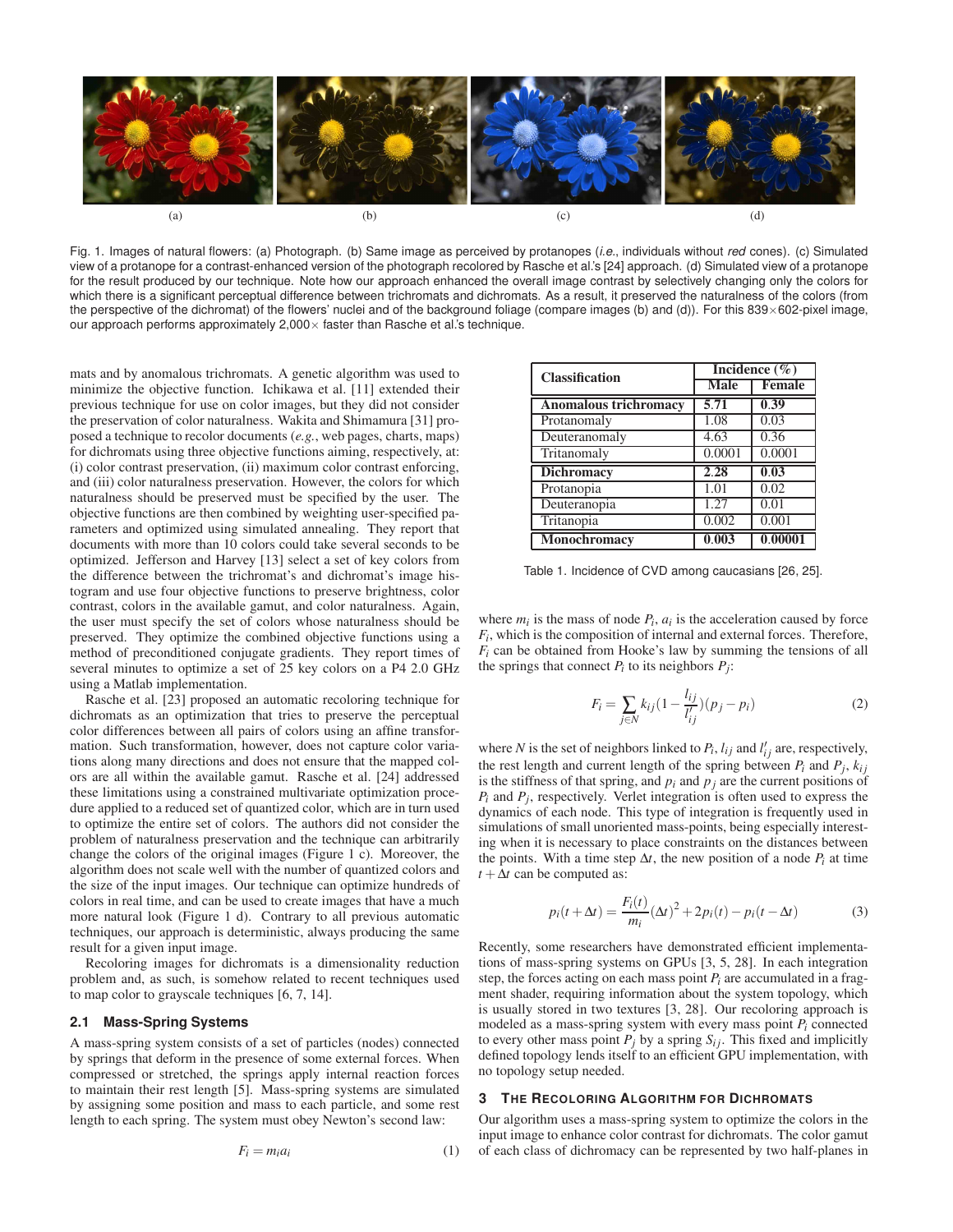(a) (b) (c) (d)

Fig. 1. Images of natural flowers: (a) Photograph. (b) Same image as perceived by protanopes (*i.e.*, individuals without *red* cones). (c) Simulated view of a protanope for a contrast-enhanced version of the photograph recolored by Rasche et al.'s [24] approach. (d) Simulated view of a protanope for the result produced by our technique. Note how our approach enhanced the overall image contrast by selectively changing only the colors for which there is a significant perceptual difference between trichromats and dichromats. As a result, it preserved the naturalness of the colors (from the perspective of the dichromat) of the flowers' nuclei and of the background foliage (compare images (b) and (d)). For this 839×602-pixel image, our approach performs approximately 2,000× faster than Rasche et al.'s technique.

mats and by anomalous trichromats. A genetic algorithm was used to minimize the objective function. Ichikawa et al. [11] extended their previous technique for use on color images, but they did not consider the preservation of color naturalness. Wakita and Shimamura [31] proposed a technique to recolor documents (*e.g.*, web pages, charts, maps) for dichromats using three objective functions aiming, respectively, at: (i) color contrast preservation, (ii) maximum color contrast enforcing, and (iii) color naturalness preservation. However, the colors for which naturalness should be preserved must be specified by the user. The objective functions are then combined by weighting user-specified parameters and optimized using simulated annealing. They report that documents with more than 10 colors could take several seconds to be optimized. Jefferson and Harvey [13] select a set of key colors from the difference between the trichromat's and dichromat's image histogram and use four objective functions to preserve brightness, color contrast, colors in the available gamut, and color naturalness. Again, the user must specify the set of colors whose naturalness should be preserved. They optimize the combined objective functions using a method of preconditioned conjugate gradients. They report times of several minutes to optimize a set of 25 key colors on a P4 2.0 GHz using a Matlab implementation.

Rasche et al. [23] proposed an automatic recoloring technique for dichromats as an optimization that tries to preserve the perceptual color differences between all pairs of colors using an affine transformation. Such transformation, however, does not capture color variations along many directions and does not ensure that the mapped colors are all within the available gamut. Rasche et al. [24] addressed these limitations using a constrained multivariate optimization procedure applied to a reduced set of quantized color, which are in turn used to optimize the entire set of colors. The authors did not consider the problem of naturalness preservation and the technique can arbitrarily change the colors of the original images (Figure 1 c). Moreover, the algorithm does not scale well with the number of quantized colors and the size of the input images. Our technique can optimize hundreds of colors in real time, and can be used to create images that have a much more natural look (Figure 1 d). Contrary to all previous automatic techniques, our approach is deterministic, always producing the same result for a given input image.

Recoloring images for dichromats is a dimensionality reduction problem and, as such, is somehow related to recent techniques used to map color to grayscale techniques [6, 7, 14].

### 2.1 Mass-Spring Systems

A mass-spring system consists of a set of particles (nodes) connected by springs that deform in the presence of some external forces. When compressed or stretched, the springs apply internal reaction forces to maintain their rest length [5]. Mass-spring systems are simulated by assigning some position and mass to each particle, and some rest length to each spring. The system must obey Newton's second law:

$$F_i = m_i a_i \tag{1}$$

| Classification | Incidence (%) | |
|---|---|---|
| | Male | Female |
| **Anomalous trichromacy** | **5.71** | **0.39** |
| Protanomaly | 1.08 | 0.03 |
| Deuteranomaly | 4.63 | 0.36 |
| Tritanomaly | 0.0001 | 0.0001 |
| **Dichromacy** | **2.28** | **0.03** |
| Protanopia | 1.01 | 0.02 |
| Deuteranopia | 1.27 | 0.01 |
| Tritanopia | 0.002 | 0.001 |
| **Monochromacy** | **0.003** | **0.00001** |

Table 1. Incidence of CVD among caucasians [26, 25].

where $m_i$ is the mass of node $P_i$, $a_i$ is the acceleration caused by force $F_i$, which is the composition of internal and external forces. Therefore, $F_i$ can be obtained from Hooke's law by summing the tensions of all the springs that connect $P_i$ to its neighbors $P_j$:

$$F_i = \sum_{j \in N} k_{ij} \left(1 - \frac{l_{ij}}{l'_{ij}}\right)(p_j - p_i) \tag{2}$$

where $N$ is the set of neighbors linked to $P_i$, $l_{ij}$ and $l'_{ij}$ are, respectively, the rest length and current length of the spring between $P_i$ and $P_j$, $k_{ij}$ is the stiffness of that spring, and $p_i$ and $p_j$ are the current positions of $P_i$ and $P_j$, respectively. Verlet integration is often used to express the dynamics of each node. This type of integration is frequently used in simulations of small unoriented mass-points, being especially interesting when it is necessary to place constraints on the distances between the points. With a time step $\Delta t$, the new position of a node $P_i$ at time $t + \Delta t$ can be computed as:

$$p_i(t + \Delta t) = \frac{F_i(t)}{m_i}(\Delta t)^2 + 2p_i(t) - p_i(t - \Delta t) \tag{3}$$

Recently, some researchers have demonstrated efficient implementations of mass-spring systems on GPUs [3, 5, 28]. In each integration step, the forces acting on each mass point $P_i$ are accumulated in a fragment shader, requiring information about the system topology, which is usually stored in two textures [3, 28]. Our recoloring approach is modeled as a mass-spring system with every mass point $P_i$ connected to every other mass point $P_j$ by a spring $S_{ij}$. This fixed and implicitly defined topology lends itself to an efficient GPU implementation, with no topology setup needed.

## 3 The Recoloring Algorithm for Dichromats

Our algorithm uses a mass-spring system to optimize the colors in the input image to enhance color contrast for dichromats. The color gamut of each class of dichromacy can be represented by two half-planes in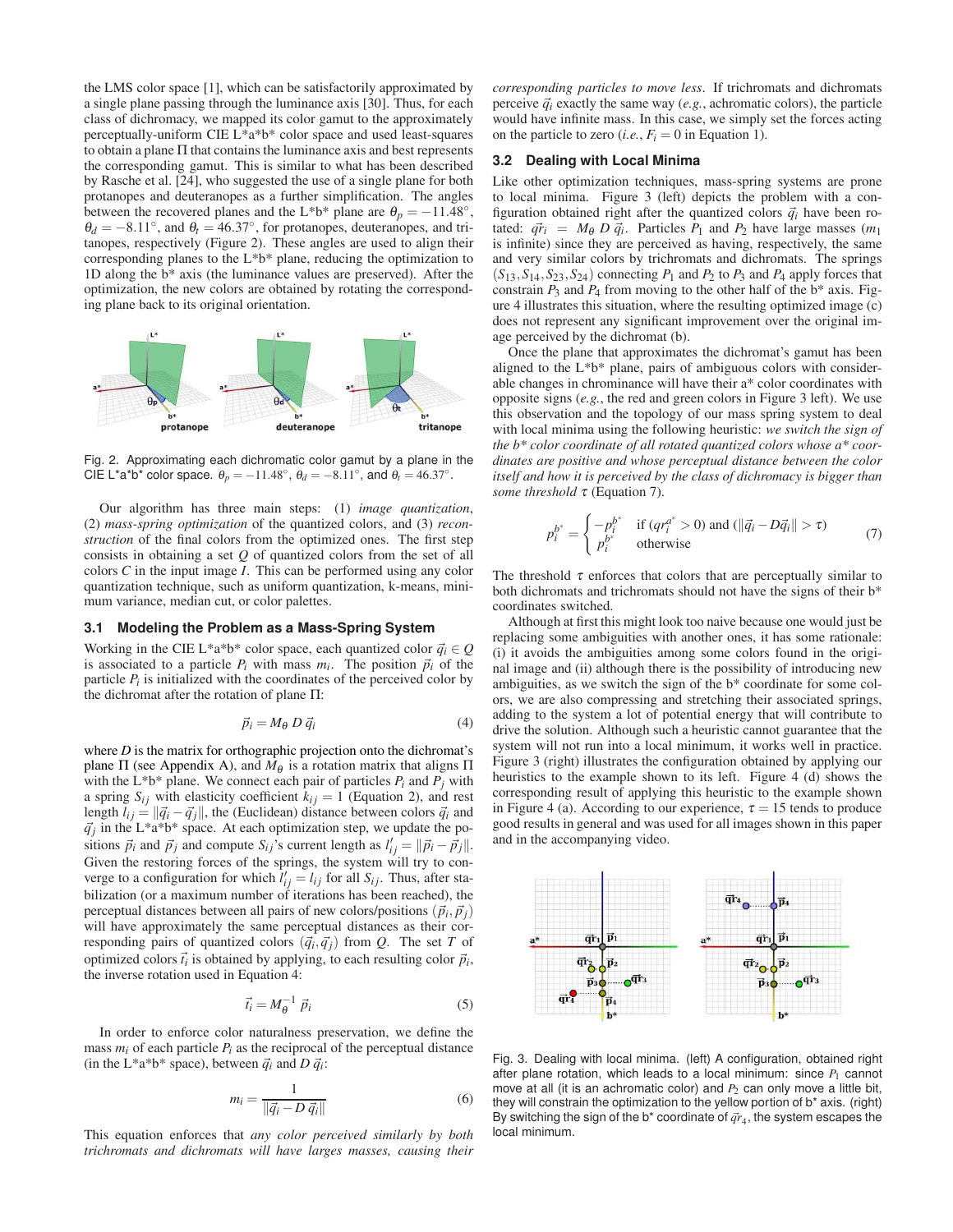the LMS color space [1], which can be satisfactorily approximated by a single plane passing through the luminance axis [30]. Thus, for each class of dichromacy, we mapped its color gamut to the approximately perceptually-uniform CIE L*a*b* color space and used least-squares to obtain a plane $\Pi$ that contains the luminance axis and best represents the corresponding gamut. This is similar to what has been described by Rasche et al. [24], who suggested the use of a single plane for both protanopes and deuteranopes as a further simplification. The angles between the recovered planes and the L*b* plane are $\theta_p = -11.48°$, $\theta_d = -8.11°$, and $\theta_t = 46.37°$, for protanopes, deuteranopes, and tritanopes, respectively (Figure 2). These angles are used to align their corresponding planes to the L*b* plane, reducing the optimization to 1D along the b* axis (the luminance values are preserved). After the optimization, the new colors are obtained by rotating the corresponding plane back to its original orientation.

L*
a*
θp
b*
protanope

L*
a*
θd
b*
deuteranope

L*
a*
θt
b*
tritanope

Fig. 2. Approximating each dichromatic color gamut by a plane in the CIE L*a*b* color space. $\theta_p = -11.48°$, $\theta_d = -8.11°$, and $\theta_t = 46.37°$.

Our algorithm has three main steps: (1) *image quantization*, (2) *mass-spring optimization* of the quantized colors, and (3) *reconstruction* of the final colors from the optimized ones. The first step consists in obtaining a set $Q$ of quantized colors from the set of all colors $C$ in the input image $I$. This can be performed using any color quantization technique, such as uniform quantization, k-means, minimum variance, median cut, or color palettes.

### 3.1 Modeling the Problem as a Mass-Spring System

Working in the CIE L*a*b* color space, each quantized color $\vec{q}_i \in Q$ is associated to a particle $P_i$ with mass $m_i$. The position $\vec{p}_i$ of the particle $P_i$ is initialized with the coordinates of the perceived color by the dichromat after the rotation of plane $\Pi$:

$$\vec{p}_i = M_\theta \, D \, \vec{q}_i \tag{4}$$

where $D$ is the matrix for orthographic projection onto the dichromat's plane $\Pi$ (see Appendix A), and $M_\theta$ is a rotation matrix that aligns $\Pi$ with the L*b* plane. We connect each pair of particles $P_i$ and $P_j$ with a spring $S_{ij}$ with elasticity coefficient $k_{ij} = 1$ (Equation 2), and rest length $l_{ij} = \|\vec{q}_i - \vec{q}_j\|$, the (Euclidean) distance between colors $\vec{q}_i$ and $\vec{q}_j$ in the L*a*b* space. At each optimization step, we update the positions $\vec{p}_i$ and $\vec{p}_j$ and compute $S_{ij}$'s current length as $l'_{ij} = \|\vec{p}_i - \vec{p}_j\|$. Given the restoring forces of the springs, the system will try to converge to a configuration for which $l'_{ij} = l_{ij}$ for all $S_{ij}$. Thus, after stabilization (or a maximum number of iterations has been reached), the perceptual distances between all pairs of new colors/positions $(\vec{p}_i, \vec{p}_j)$ will have approximately the same perceptual distances as their corresponding pairs of quantized colors $(\vec{q}_i, \vec{q}_j)$ from $Q$. The set $T$ of optimized colors $\vec{t}_i$ is obtained by applying, to each resulting color $\vec{p}_i$, the inverse rotation used in Equation 4:

$$\vec{t}_i = M_\theta^{-1} \, \vec{p}_i \tag{5}$$

In order to enforce color naturalness preservation, we define the mass $m_i$ of each particle $P_i$ as the reciprocal of the perceptual distance (in the L*a*b* space), between $\vec{q}_i$ and $D\,\vec{q}_i$:

$$m_i = \frac{1}{\|\vec{q}_i - D\,\vec{q}_i\|} \tag{6}$$

This equation enforces that *any color perceived similarly by both trichromats and dichromats will have larges masses, causing their corresponding particles to move less*. If trichromats and dichromats perceive $\vec{q}_i$ exactly the same way (*e.g.*, achromatic colors), the particle would have infinite mass. In this case, we simply set the forces acting on the particle to zero (*i.e.*, $F_i = 0$ in Equation 1).

### 3.2 Dealing with Local Minima

Like other optimization techniques, mass-spring systems are prone to local minima. Figure 3 (left) depicts the problem with a configuration obtained right after the quantized colors $\vec{q}_i$ have been rotated: $\vec{qr}_i = M_\theta \, D \, \vec{q}_i$. Particles $P_1$ and $P_2$ have large masses ($m_1$ is infinite) since they are perceived as having, respectively, the same and very similar colors by trichromats and dichromats. The springs $(S_{13}, S_{14}, S_{23}, S_{24})$ connecting $P_1$ and $P_2$ to $P_3$ and $P_4$ apply forces that constrain $P_3$ and $P_4$ from moving to the other half of the b* axis. Figure 4 illustrates this situation, where the resulting optimized image (c) does not represent any significant improvement over the original image perceived by the dichromat (b).

Once the plane that approximates the dichromat's gamut has been aligned to the L*b* plane, pairs of ambiguous colors with considerable changes in chrominance will have their a* color coordinates with opposite signs (*e.g.*, the red and green colors in Figure 3 left). We use this observation and the topology of our mass spring system to deal with local minima using the following heuristic: *we switch the sign of the b* color coordinate of all rotated quantized colors whose a* coordinates are positive and whose perceptual distance between the color itself and how it is perceived by the class of dichromacy is bigger than some threshold* $\tau$ (Equation 7).

$$p_i^{b^*} = \begin{cases} -p_i^{b^*} & \text{if } (qr_i^{a^*} > 0) \text{ and } (\|\vec{q}_i - D\vec{q}_i\| > \tau) \\ p_i^{b^*} & \text{otherwise} \end{cases} \tag{7}$$

The threshold $\tau$ enforces that colors that are perceptually similar to both dichromats and trichromats should not have the signs of their b* coordinates switched.

Although at first this might look too naive because one would just be replacing some ambiguities with another ones, it has some rationale: (i) it avoids the ambiguities among some colors found in the original image and (ii) although there is the possibility of introducing new ambiguities, as we switch the sign of the b* coordinate for some colors, we are also compressing and stretching their associated springs, adding to the system a lot of potential energy that will contribute to drive the solution. Although such a heuristic cannot guarantee that the system will not run into a local minimum, it works well in practice. Figure 3 (right) illustrates the configuration obtained by applying our heuristics to the example shown to its left. Figure 4 (d) shows the corresponding result of applying this heuristic to the example shown in Figure 4 (a). According to our experience, $\tau = 15$ tends to produce good results in general and was used for all images shown in this paper and in the accompanying video.

a*
qr1 p1
qr2 p2
p3 qr3
qr4 p4
b*

qr4 p4
a*
qr1 p1
qr2 p2
p3 qr3
b*

Fig. 3. Dealing with local minima. (left) A configuration, obtained right after plane rotation, which leads to a local minimum: since $P_1$ cannot move at all (it is an achromatic color) and $P_2$ can only move a little bit, they will constrain the optimization to the yellow portion of b* axis. (right) By switching the sign of the b* coordinate of $\vec{qr}_4$, the system escapes the local minimum.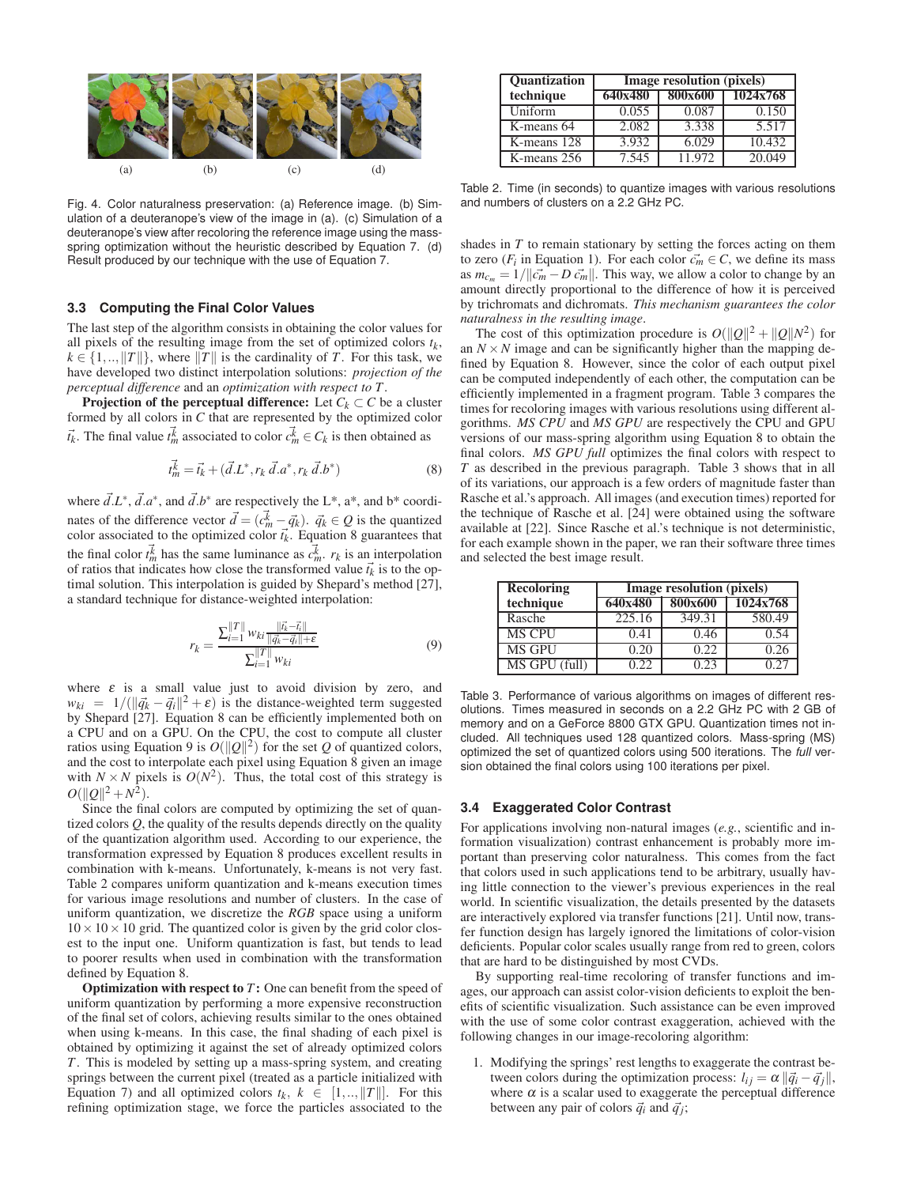(a) (b) (c) (d)

Fig. 4. Color naturalness preservation: (a) Reference image. (b) Simulation of a deuteranope's view of the image in (a). (c) Simulation of a deuteranope's view after recoloring the reference image using the mass-spring optimization without the heuristic described by Equation 7. (d) Result produced by our technique with the use of Equation 7.

### 3.3 Computing the Final Color Values

The last step of the algorithm consists in obtaining the color values for all pixels of the resulting image from the set of optimized colors $t_k$, $k \in \{1, .., \|T\|\}$, where $\|T\|$ is the cardinality of $T$. For this task, we have developed two distinct interpolation solutions: *projection of the perceptual difference* and an *optimization with respect to T*.

**Projection of the perceptual difference:** Let $C_k \subset C$ be a cluster formed by all colors in $C$ that are represented by the optimized color $\vec{t_k}$. The final value $\vec{t_m^k}$ associated to color $\vec{c_m^k} \in C_k$ is then obtained as

$$\vec{t_m^k} = \vec{t_k} + (\vec{d}.L^*, r_k\, \vec{d}.a^*, r_k\, \vec{d}.b^*) \tag{8}$$

where $\vec{d}.L^*$, $\vec{d}.a^*$, and $\vec{d}.b^*$ are respectively the L*, a*, and b* coordinates of the difference vector $\vec{d} = (\vec{c_m^k} - \vec{q_k})$. $\vec{q_k} \in Q$ is the quantized color associated to the optimized color $\vec{t_k}$. Equation 8 guarantees that the final color $\vec{t_m^k}$ has the same luminance as $\vec{c_m^k}$. $r_k$ is an interpolation of ratios that indicates how close the transformed value $\vec{t_k}$ is to the optimal solution. This interpolation is guided by Shepard's method [27], a standard technique for distance-weighted interpolation:

$$r_k = \frac{\sum_{i=1}^{\|T\|} w_{ki} \frac{\|\vec{t_k} - \vec{t_i}\|}{\|\vec{q_k} - \vec{q_i}\| + \varepsilon}}{\sum_{i=1}^{\|T\|} w_{ki}} \tag{9}$$

where $\varepsilon$ is a small value just to avoid division by zero, and $w_{ki} = 1/(\|\vec{q_k} - \vec{q_i}\|^2 + \varepsilon)$ is the distance-weighted term suggested by Shepard [27]. Equation 8 can be efficiently implemented both on a CPU and on a GPU. On the CPU, the cost to compute all cluster ratios using Equation 9 is $O(\|Q\|^2)$ for the set $Q$ of quantized colors, and the cost to interpolate each pixel using Equation 8 given an image with $N \times N$ pixels is $O(N^2)$. Thus, the total cost of this strategy is $O(\|Q\|^2 + N^2)$.

Since the final colors are computed by optimizing the set of quantized colors $Q$, the quality of the results depends directly on the quality of the quantization algorithm used. According to our experience, the transformation expressed by Equation 8 produces excellent results in combination with k-means. Unfortunately, k-means is not very fast. Table 2 compares uniform quantization and k-means execution times for various image resolutions and number of clusters. In the case of uniform quantization, we discretize the *RGB* space using a uniform $10 \times 10 \times 10$ grid. The quantized color is given by the grid color closest to the input one. Uniform quantization is fast, but tends to lead to poorer results when used in combination with the transformation defined by Equation 8.

**Optimization with respect to $T$:** One can benefit from the speed of uniform quantization by performing a more expensive reconstruction of the final set of colors, achieving results similar to the ones obtained when using k-means. In this case, the final shading of each pixel is obtained by optimizing it against the set of already optimized colors $T$. This is modeled by setting up a mass-spring system, and creating springs between the current pixel (treated as a particle initialized with Equation 7) and all optimized colors $t_k$, $k \in [1, .., \|T\|]$. For this refining optimization stage, we force the particles associated to the shades in $T$ to remain stationary by setting the forces acting on them to zero ($F_i$ in Equation 1). For each color $\vec{c_m} \in C$, we define its mass as $m_{c_m} = 1/\|\vec{c_m} - D\,\vec{c_m}\|$. This way, we allow a color to change by an amount directly proportional to the difference of how it is perceived by trichromats and dichromats. *This mechanism guarantees the color naturalness in the resulting image*.

| Quantization technique | Image resolution (pixels) | | |
|---|---|---|---|
| | 640x480 | 800x600 | 1024x768 |
| Uniform | 0.055 | 0.087 | 0.150 |
| K-means 64 | 2.082 | 3.338 | 5.517 |
| K-means 128 | 3.932 | 6.029 | 10.432 |
| K-means 256 | 7.545 | 11.972 | 20.049 |

Table 2. Time (in seconds) to quantize images with various resolutions and numbers of clusters on a 2.2 GHz PC.

The cost of this optimization procedure is $O(\|Q\|^2 + \|Q\|N^2)$ for an $N \times N$ image and can be significantly higher than the mapping defined by Equation 8. However, since the color of each output pixel can be computed independently of each other, the computation can be efficiently implemented in a fragment program. Table 3 compares the times for recoloring images with various resolutions using different algorithms. *MS CPU* and *MS GPU* are respectively the CPU and GPU versions of our mass-spring algorithm using Equation 8 to obtain the final colors. *MS GPU full* optimizes the final colors with respect to $T$ as described in the previous paragraph. Table 3 shows that in all of its variations, our approach is a few orders of magnitude faster than Rasche et al.'s approach. All images (and execution times) reported for the technique of Rasche et al. [24] were obtained using the software available at [22]. Since Rasche et al.'s technique is not deterministic, for each example shown in the paper, we ran their software three times and selected the best image result.

| Recoloring technique | Image resolution (pixels) | | |
|---|---|---|---|
| | 640x480 | 800x600 | 1024x768 |
| Rasche | 225.16 | 349.31 | 580.49 |
| MS CPU | 0.41 | 0.46 | 0.54 |
| MS GPU | 0.20 | 0.22 | 0.26 |
| MS GPU (full) | 0.22 | 0.23 | 0.27 |

Table 3. Performance of various algorithms on images of different resolutions. Times measured in seconds on a 2.2 GHz PC with 2 GB of memory and on a GeForce 8800 GTX GPU. Quantization times not included. All techniques used 128 quantized colors. Mass-spring (MS) optimized the set of quantized colors using 500 iterations. The *full* version obtained the final colors using 100 iterations per pixel.

### 3.4 Exaggerated Color Contrast

For applications involving non-natural images (*e.g.*, scientific and information visualization) contrast enhancement is probably more important than preserving color naturalness. This comes from the fact that colors used in such applications tend to be arbitrary, usually having little connection to the viewer's previous experiences in the real world. In scientific visualization, the details presented by the datasets are interactively explored via transfer functions [21]. Until now, transfer function design has largely ignored the limitations of color-vision deficients. Popular color scales usually range from red to green, colors that are hard to be distinguished by most CVDs.

By supporting real-time recoloring of transfer functions and images, our approach can assist color-vision deficients to exploit the benefits of scientific visualization. Such assistance can be even improved with the use of some color contrast exaggeration, achieved with the following changes in our image-recoloring algorithm:

1. Modifying the springs' rest lengths to exaggerate the contrast between colors during the optimization process: $l_{ij} = \alpha \|\vec{q_i} - \vec{q_j}\|$, where $\alpha$ is a scalar used to exaggerate the perceptual difference between any pair of colors $\vec{q_i}$ and $\vec{q_j}$;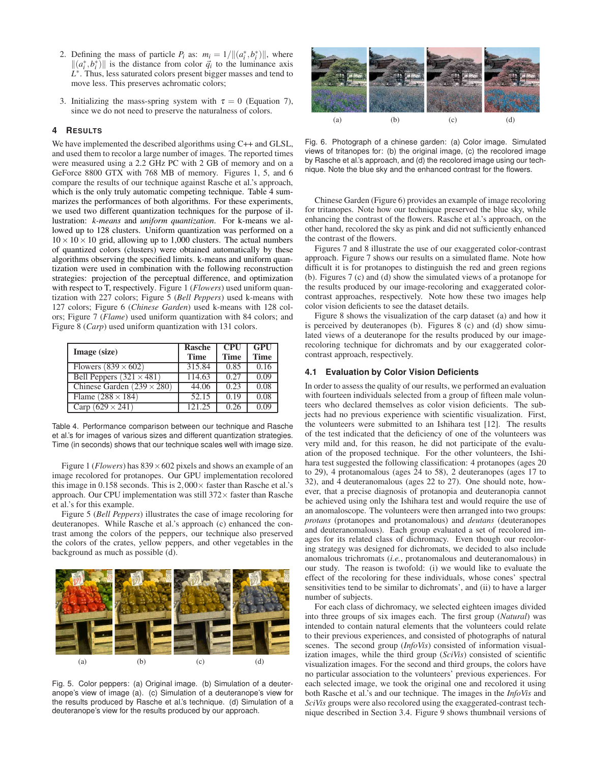2. Defining the mass of particle $P_i$ as: $m_i = 1/\|(a_i^*, b_i^*)\|$, where $\|(a_i^*, b_i^*)\|$ is the distance from color $\vec{q}_i$ to the luminance axis $L^*$. Thus, less saturated colors present bigger masses and tend to move less. This preserves achromatic colors;

3. Initializing the mass-spring system with $\tau = 0$ (Equation 7), since we do not need to preserve the naturalness of colors.

## 4 Results

We have implemented the described algorithms using C++ and GLSL, and used them to recolor a large number of images. The reported times were measured using a 2.2 GHz PC with 2 GB of memory and on a GeForce 8800 GTX with 768 MB of memory. Figures 1, 5, and 6 compare the results of our technique against Rasche et al.'s approach, which is the only truly automatic competing technique. Table 4 summarizes the performances of both algorithms. For these experiments, we used two different quantization techniques for the purpose of illustration: *k-means* and *uniform quantization*. For k-means we allowed up to 128 clusters. Uniform quantization was performed on a $10 \times 10 \times 10$ grid, allowing up to 1,000 clusters. The actual numbers of quantized colors (clusters) were obtained automatically by these algorithms observing the specified limits. k-means and uniform quantization were used in combination with the following reconstruction strategies: projection of the perceptual difference, and optimization with respect to T, respectively. Figure 1 (*Flowers*) used uniform quantization with 227 colors; Figure 5 (*Bell Peppers*) used k-means with 127 colors; Figure 6 (*Chinese Garden*) used k-means with 128 colors; Figure 7 (*Flame*) used uniform quantization with 84 colors; and Figure 8 (*Carp*) used uniform quantization with 131 colors.

| Image (size) | Rasche Time | CPU Time | GPU Time |
|---|---|---|---|
| Flowers ($839 \times 602$) | 315.84 | 0.85 | 0.16 |
| Bell Peppers ($321 \times 481$) | 114.63 | 0.27 | 0.09 |
| Chinese Garden ($239 \times 280$) | 44.06 | 0.23 | 0.08 |
| Flame ($288 \times 184$) | 52.15 | 0.19 | 0.08 |
| Carp ($629 \times 241$) | 121.25 | 0.26 | 0.09 |

Table 4. Performance comparison between our technique and Rasche et al.'s for images of various sizes and different quantization strategies. Time (in seconds) shows that our technique scales well with image size.

Figure 1 (*Flowers*) has $839 \times 602$ pixels and shows an example of an image recolored for protanopes. Our GPU implementation recolored this image in 0.158 seconds. This is $2{,}000\times$ faster than Rasche et al.'s approach. Our CPU implementation was still $372\times$ faster than Rasche et al.'s for this example.

Figure 5 (*Bell Peppers*) illustrates the case of image recoloring for deuteranopes. While Rasche et al.'s approach (c) enhanced the contrast among the colors of the peppers, our technique also preserved the colors of the crates, yellow peppers, and other vegetables in the background as much as possible (d).

(a) (b) (c) (d)

Fig. 5. Color peppers: (a) Original image. (b) Simulation of a deuteranope's view of image (a). (c) Simulation of a deuteranope's view for the results produced by Rasche et al.'s technique. (d) Simulation of a deuteranope's view for the results produced by our approach.

(a) (b) (c) (d)

Fig. 6. Photograph of a chinese garden: (a) Color image. Simulated views of tritanopes for: (b) the original image, (c) the recolored image by Rasche et al.'s approach, and (d) the recolored image using our technique. Note the blue sky and the enhanced contrast for the flowers.

Chinese Garden (Figure 6) provides an example of image recoloring for tritanopes. Note how our technique preserved the blue sky, while enhancing the contrast of the flowers. Rasche et al.'s approach, on the other hand, recolored the sky as pink and did not sufficiently enhanced the contrast of the flowers.

Figures 7 and 8 illustrate the use of our exaggerated color-contrast approach. Figure 7 shows our results on a simulated flame. Note how difficult it is for protanopes to distinguish the red and green regions (b). Figures 7 (c) and (d) show the simulated views of a protanope for the results produced by our image-recoloring and exaggerated color-contrast approaches, respectively. Note how these two images help color vision deficients to see the dataset details.

Figure 8 shows the visualization of the carp dataset (a) and how it is perceived by deuteranopes (b). Figures 8 (c) and (d) show simulated views of a deuteranope for the results produced by our image-recoloring technique for dichromats and by our exaggerated color-contrast approach, respectively.

### 4.1 Evaluation by Color Vision Deficients

In order to assess the quality of our results, we performed an evaluation with fourteen individuals selected from a group of fifteen male volunteers who declared themselves as color vision deficients. The subjects had no previous experience with scientific visualization. First, the volunteers were submitted to an Ishihara test [12]. The results of the test indicated that the deficiency of one of the volunteers was very mild and, for this reason, he did not participate of the evaluation of the proposed technique. For the other volunteers, the Ishihara test suggested the following classification: 4 protanopes (ages 20 to 29), 4 protanomalous (ages 24 to 58), 2 deuteranopes (ages 17 to 32), and 4 deuteranomalous (ages 22 to 27). One should note, however, that a precise diagnosis of protanopia and deuteranopia cannot be achieved using only the Ishihara test and would require the use of an anomaloscope. The volunteers were then arranged into two groups: *protans* (protanopes and protanomalous) and *deutans* (deuteranopes and deuteranomalous). Each group evaluated a set of recolored images for its related class of dichromacy. Even though our recoloring strategy was designed for dichromats, we decided to also include anomalous trichromats (*i.e.*, protanomalous and deuteranomalous) in our study. The reason is twofold: (i) we would like to evaluate the effect of the recoloring for these individuals, whose cones' spectral sensitivities tend to be similar to dichromats', and (ii) to have a larger number of subjects.

For each class of dichromacy, we selected eighteen images divided into three groups of six images each. The first group (*Natural*) was intended to contain natural elements that the volunteers could relate to their previous experiences, and consisted of photographs of natural scenes. The second group (*InfoVis*) consisted of information visualization images, while the third group (*SciVis*) consisted of scientific visualization images. For the second and third groups, the colors have no particular association to the volunteers' previous experiences. For each selected image, we took the original one and recolored it using both Rasche et al.'s and our technique. The images in the *InfoVis* and *SciVis* groups were also recolored using the exaggerated-contrast technique described in Section 3.4. Figure 9 shows thumbnail versions of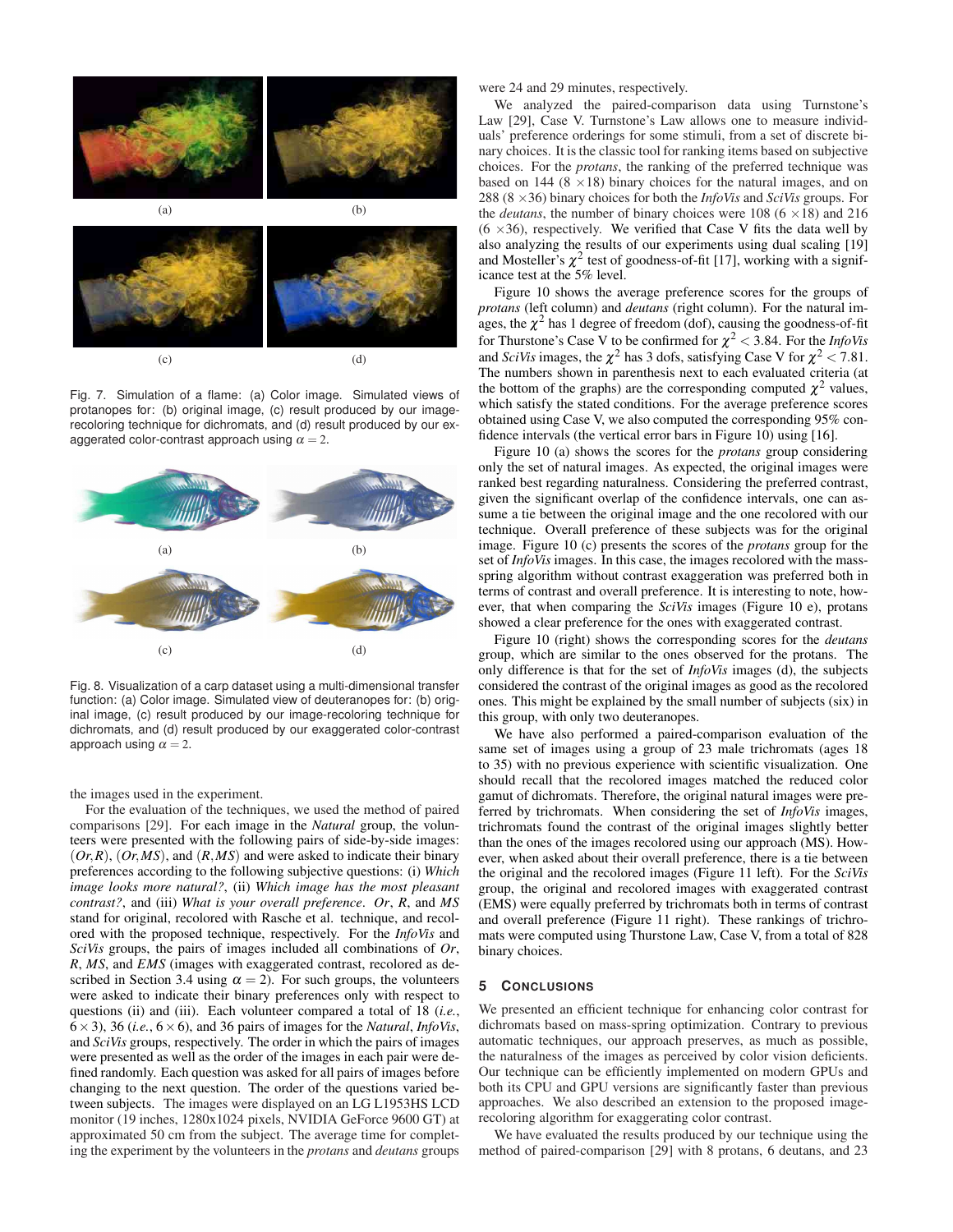(a) (b)

(c) (d)

Fig. 7. Simulation of a flame: (a) Color image. Simulated views of protanopes for: (b) original image, (c) result produced by our image-recoloring technique for dichromats, and (d) result produced by our exaggerated color-contrast approach using $\alpha = 2$.

(a) (b)

(c) (d)

Fig. 8. Visualization of a carp dataset using a multi-dimensional transfer function: (a) Color image. Simulated view of deuteranopes for: (b) original image, (c) result produced by our image-recoloring technique for dichromats, and (d) result produced by our exaggerated color-contrast approach using $\alpha = 2$.

the images used in the experiment.

For the evaluation of the techniques, we used the method of paired comparisons [29]. For each image in the *Natural* group, the volunteers were presented with the following pairs of side-by-side images: (*Or*,*R*), (*Or*,*MS*), and (*R*,*MS*) and were asked to indicate their binary preferences according to the following subjective questions: (i) *Which image looks more natural?*, (ii) *Which image has the most pleasant contrast?*, and (iii) *What is your overall preference*. *Or*, *R*, and *MS* stand for original, recolored with Rasche et al. technique, and recolored with the proposed technique, respectively. For the *InfoVis* and *SciVis* groups, the pairs of images included all combinations of *Or*, *R*, *MS*, and *EMS* (images with exaggerated contrast, recolored as described in Section 3.4 using $\alpha = 2$). For such groups, the volunteers were asked to indicate their binary preferences only with respect to questions (ii) and (iii). Each volunteer compared a total of 18 (*i.e.*, $6 \times 3$), 36 (*i.e.*, $6 \times 6$), and 36 pairs of images for the *Natural*, *InfoVis*, and *SciVis* groups, respectively. The order in which the pairs of images were presented as well as the order of the images in each pair were defined randomly. Each question was asked for all pairs of images before changing to the next question. The order of the questions varied between subjects. The images were displayed on an LG L1953HS LCD monitor (19 inches, 1280x1024 pixels, NVIDIA GeForce 9600 GT) at approximated 50 cm from the subject. The average time for completing the experiment by the volunteers in the *protans* and *deutans* groups were 24 and 29 minutes, respectively.

We analyzed the paired-comparison data using Turnstone's Law [29], Case V. Turnstone's Law allows one to measure individuals' preference orderings for some stimuli, from a set of discrete binary choices. It is the classic tool for ranking items based on subjective choices. For the *protans*, the ranking of the preferred technique was based on 144 ($8 \times 18$) binary choices for the natural images, and on 288 ($8 \times 36$) binary choices for both the *InfoVis* and *SciVis* groups. For the *deutans*, the number of binary choices were 108 ($6 \times 18$) and 216 ($6 \times 36$), respectively. We verified that Case V fits the data well by also analyzing the results of our experiments using dual scaling [19] and Mosteller's $\chi^2$ test of goodness-of-fit [17], working with a significance test at the 5% level.

Figure 10 shows the average preference scores for the groups of *protans* (left column) and *deutans* (right column). For the natural images, the $\chi^2$ has 1 degree of freedom (dof), causing the goodness-of-fit for Thurstone's Case V to be confirmed for $\chi^2 < 3.84$. For the *InfoVis* and *SciVis* images, the $\chi^2$ has 3 dofs, satisfying Case V for $\chi^2 < 7.81$. The numbers shown in parenthesis next to each evaluated criteria (at the bottom of the graphs) are the corresponding computed $\chi^2$ values, which satisfy the stated conditions. For the average preference scores obtained using Case V, we also computed the corresponding 95% confidence intervals (the vertical error bars in Figure 10) using [16].

Figure 10 (a) shows the scores for the *protans* group considering only the set of natural images. As expected, the original images were ranked best regarding naturalness. Considering the preferred contrast, given the significant overlap of the confidence intervals, one can assume a tie between the original image and the one recolored with our technique. Overall preference of these subjects was for the original image. Figure 10 (c) presents the scores of the *protans* group for the set of *InfoVis* images. In this case, the images recolored with the mass-spring algorithm without contrast exaggeration was preferred both in terms of contrast and overall preference. It is interesting to note, however, that when comparing the *SciVis* images (Figure 10 e), protans showed a clear preference for the ones with exaggerated contrast.

Figure 10 (right) shows the corresponding scores for the *deutans* group, which are similar to the ones observed for the protans. The only difference is that for the set of *InfoVis* images (d), the subjects considered the contrast of the original images as good as the recolored ones. This might be explained by the small number of subjects (six) in this group, with only two deuteranopes.

We have also performed a paired-comparison evaluation of the same set of images using a group of 23 male trichromats (ages 18 to 35) with no previous experience with scientific visualization. One should recall that the recolored images matched the reduced color gamut of dichromats. Therefore, the original natural images were preferred by trichromats. When considering the set of *InfoVis* images, trichromats found the contrast of the original images slightly better than the ones of the images recolored using our approach (MS). However, when asked about their overall preference, there is a tie between the original and the recolored images (Figure 11 left). For the *SciVis* group, the original and recolored images with exaggerated contrast (EMS) were equally preferred by trichromats both in terms of contrast and overall preference (Figure 11 right). These rankings of trichromats were computed using Thurstone Law, Case V, from a total of 828 binary choices.

## 5 Conclusions

We presented an efficient technique for enhancing color contrast for dichromats based on mass-spring optimization. Contrary to previous automatic techniques, our approach preserves, as much as possible, the naturalness of the images as perceived by color vision deficients. Our technique can be efficiently implemented on modern GPUs and both its CPU and GPU versions are significantly faster than previous approaches. We also described an extension to the proposed image-recoloring algorithm for exaggerating color contrast.

We have evaluated the results produced by our technique using the method of paired-comparison [29] with 8 protans, 6 deutans, and 23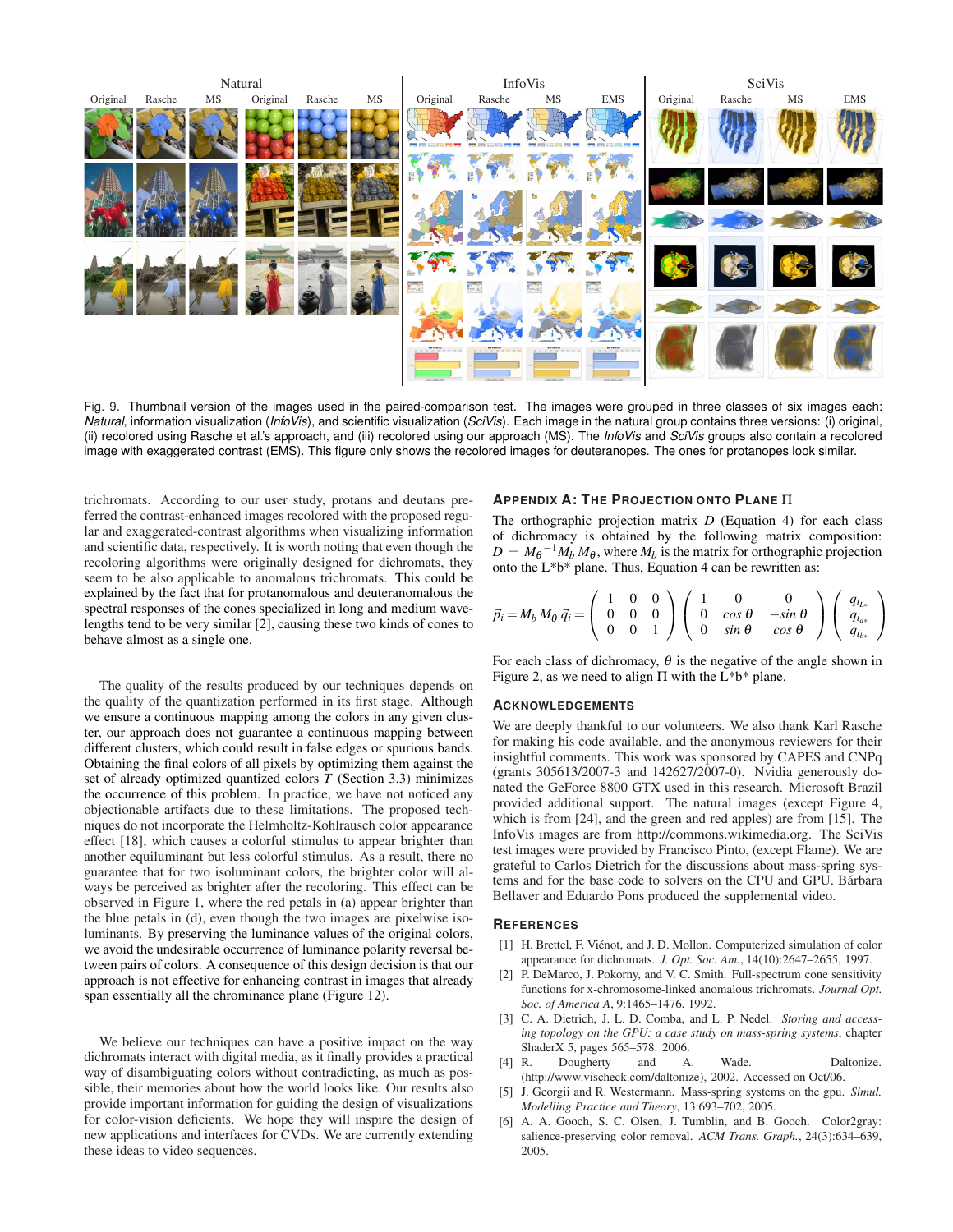Natural

Original Rasche MS Original Rasche MS

InfoVis

Original Rasche MS EMS

SciVis

Original Rasche MS EMS

Fig. 9. Thumbnail version of the images used in the paired-comparison test. The images were grouped in three classes of six images each: *Natural*, information visualization (*InfoVis*), and scientific visualization (*SciVis*). Each image in the natural group contains three versions: (i) original, (ii) recolored using Rasche et al.'s approach, and (iii) recolored using our approach (MS). The *InfoVis* and *SciVis* groups also contain a recolored image with exaggerated contrast (EMS). This figure only shows the recolored images for deuteranopes. The ones for protanopes look similar.

trichromats. According to our user study, protans and deutans preferred the contrast-enhanced images recolored with the proposed regular and exaggerated-contrast algorithms when visualizing information and scientific data, respectively. It is worth noting that even though the recoloring algorithms were originally designed for dichromats, they seem to be also applicable to anomalous trichromats. This could be explained by the fact that for protanomalous and deuteranomalous the spectral responses of the cones specialized in long and medium wavelengths tend to be very similar [2], causing these two kinds of cones to behave almost as a single one.

The quality of the results produced by our techniques depends on the quality of the quantization performed in its first stage. Although we ensure a continuous mapping among the colors in any given cluster, our approach does not guarantee a continuous mapping between different clusters, which could result in false edges or spurious bands. Obtaining the final colors of all pixels by optimizing them against the set of already optimized quantized colors $T$ (Section 3.3) minimizes the occurrence of this problem. In practice, we have not noticed any objectionable artifacts due to these limitations. The proposed techniques do not incorporate the Helmholtz-Kohlrausch color appearance effect [18], which causes a colorful stimulus to appear brighter than another equiluminant but less colorful stimulus. As a result, there no guarantee that for two isoluminant colors, the brighter color will always be perceived as brighter after the recoloring. This effect can be observed in Figure 1, where the red petals in (a) appear brighter than the blue petals in (d), even though the two images are pixelwise isoluminants. By preserving the luminance values of the original colors, we avoid the undesirable occurrence of luminance polarity reversal between pairs of colors. A consequence of this design decision is that our approach is not effective for enhancing contrast in images that already span essentially all the chrominance plane (Figure 12).

We believe our techniques can have a positive impact on the way dichromats interact with digital media, as it finally provides a practical way of disambiguating colors without contradicting, as much as possible, their memories about how the world looks like. Our results also provide important information for guiding the design of visualizations for color-vision deficients. We hope they will inspire the design of new applications and interfaces for CVDs. We are currently extending these ideas to video sequences.

## Appendix A: The Projection onto Plane $\Pi$

The orthographic projection matrix $D$ (Equation 4) for each class of dichromacy is obtained by the following matrix composition: $D = M_\theta{}^{-1} M_b M_\theta$, where $M_b$ is the matrix for orthographic projection onto the L*b* plane. Thus, Equation 4 can be rewritten as:

$$\vec{p}_i = M_b\, M_\theta\, \vec{q}_i = \begin{pmatrix} 1 & 0 & 0 \\ 0 & 0 & 0 \\ 0 & 0 & 1 \end{pmatrix} \begin{pmatrix} 1 & 0 & 0 \\ 0 & \cos\theta & -\sin\theta \\ 0 & \sin\theta & \cos\theta \end{pmatrix} \begin{pmatrix} q_{i_{L*}} \\ q_{i_{a*}} \\ q_{i_{b*}} \end{pmatrix}$$

For each class of dichromacy, $\theta$ is the negative of the angle shown in Figure 2, as we need to align $\Pi$ with the L*b* plane.

## Acknowledgements

We are deeply thankful to our volunteers. We also thank Karl Rasche for making his code available, and the anonymous reviewers for their insightful comments. This work was sponsored by CAPES and CNPq (grants 305613/2007-3 and 142627/2007-0). Nvidia generously donated the GeForce 8800 GTX used in this research. Microsoft Brazil provided additional support. The natural images (except Figure 4, which is from [24], and the green and red apples) are from [15]. The InfoVis images are from http://commons.wikimedia.org. The SciVis test images were provided by Francisco Pinto, (except Flame). We are grateful to Carlos Dietrich for the discussions about mass-spring systems and for the base code to solvers on the CPU and GPU. Bárbara Bellaver and Eduardo Pons produced the supplemental video.

## References

[1] H. Brettel, F. Viénot, and J. D. Mollon. Computerized simulation of color appearance for dichromats. *J. Opt. Soc. Am.*, 14(10):2647–2655, 1997.

[2] P. DeMarco, J. Pokorny, and V. C. Smith. Full-spectrum cone sensitivity functions for x-chromosome-linked anomalous trichromats. *Journal Opt. Soc. of America A*, 9:1465–1476, 1992.

[3] C. A. Dietrich, J. L. D. Comba, and L. P. Nedel. *Storing and accessing topology on the GPU: a case study on mass-spring systems*, chapter ShaderX 5, pages 565–578. 2006.

[4] R. Dougherty and A. Wade. Daltonize. (http://www.vischeck.com/daltonize), 2002. Accessed on Oct/06.

[5] J. Georgii and R. Westermann. Mass-spring systems on the gpu. *Simul. Modelling Practice and Theory*, 13:693–702, 2005.

[6] A. A. Gooch, S. C. Olsen, J. Tumblin, and B. Gooch. Color2gray: salience-preserving color removal. *ACM Trans. Graph.*, 24(3):634–639, 2005.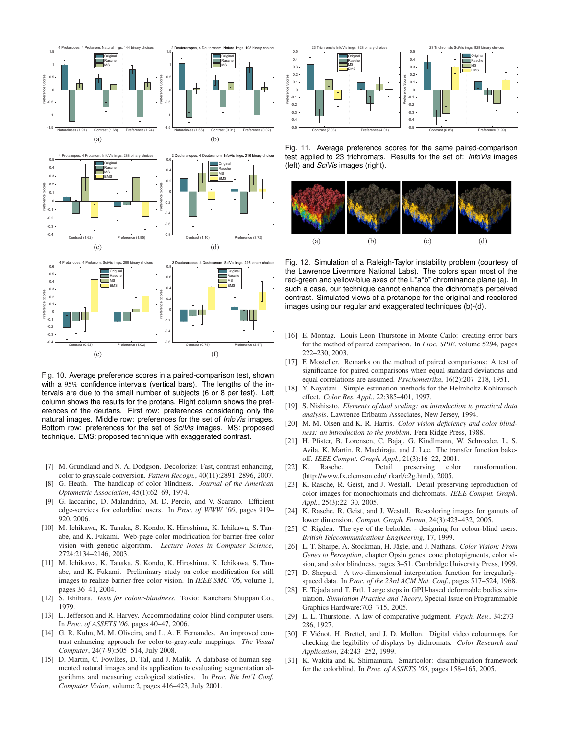4 Protanopes, 4 Protanom. Natural imgs. 144 binary choices

Original
Rasche
MS

Naturalness (1.91)   Contrast (1.68)   Preference (1.24)

(a)

2 Deuteranopes, 4 Deuteranom. Natural imgs. 108 binary choices

Original
Rasche
MS

Naturalness (1.66)   Contrast (0.01)   Preference (0.02)

(b)

4 Protanopes, 4 Protanom. InfoVis imgs. 288 binary choices

Original
Rasche
MS
EMS

Contrast (1.62)   Preference (1.95)

(c)

2 Deuteranopes, 4 Deuteranom. InfoVis imgs. 216 binary choices

Original
Rasche
MS
EMS

Contrast (1.10)   Preference (3.72)

(d)

4 Protanopes, 4 Protanom. SciVis imgs. 288 binary choices

Original
Rasche
MS
EMS

Contrast (0.52)   Preference (1.02)

(e)

2 Deuteranopes, 4 Deuteranom. SciVis imgs. 216 binary choices

Original
Rasche
MS
EMS

Contrast (0.79)   Preference (2.97)

(f)

Fig. 10. Average preference scores in a paired-comparison test, shown with a 95% confidence intervals (vertical bars). The lengths of the intervals are due to the small number of subjects (6 or 8 per test). Left column shows the results for the protans. Right column shows the preferences of the deutans. First row: preferences considering only the natural images. Middle row: preferences for the set of *InfoVis* images. Bottom row: preferences for the set of *SciVis* images. MS: proposed technique. EMS: proposed technique with exaggerated contrast.

23 Trichromats InfoVis imgs. 828 binary choices

Original
Rasche
MS
EMS

Contrast (7.03)   Preference (4.01)

23 Trichromats SciVis imgs. 828 binary choices

Original
Rasche
MS
EMS

Contrast (6.88)   Preference (1.99)

Fig. 11. Average preference scores for the same paired-comparison test applied to 23 trichromats. Results for the set of: *InfoVis* images (left) and *SciVis* images (right).

(a) (b) (c) (d)

Fig. 12. Simulation of a Raleigh-Taylor instability problem (courtesy of the Lawrence Livermore National Labs). The colors span most of the red-green and yellow-blue axes of the L*a*b* chrominance plane (a). In such a case, our technique cannot enhance the dichromat's perceived contrast. Simulated views of a protanope for the original and recolored images using our regular and exaggerated techniques (b)-(d).

[7] M. Grundland and N. A. Dodgson. Decolorize: Fast, contrast enhancing, color to grayscale conversion. *Pattern Recogn.*, 40(11):2891–2896, 2007.

[8] G. Heath. The handicap of color blindness. *Journal of the American Optometric Association*, 45(1):62–69, 1974.

[9] G. Iaccarino, D. Malandrino, M. D. Percio, and V. Scarano. Efficient edge-services for colorblind users. In *Proc. of WWW '06*, pages 919–920, 2006.

[10] M. Ichikawa, K. Tanaka, S. Kondo, K. Hiroshima, K. Ichikawa, S. Tanabe, and K. Fukami. Web-page color modification for barrier-free color vision with genetic algorithm. *Lecture Notes in Computer Science*, 2724:2134–2146, 2003.

[11] M. Ichikawa, K. Tanaka, S. Kondo, K. Hiroshima, K. Ichikawa, S. Tanabe, and K. Fukami. Preliminary study on color modification for still images to realize barrier-free color vision. In *IEEE SMC '06*, volume 1, pages 36–41, 2004.

[12] S. Ishihara. *Tests for colour-blindness*. Tokio: Kanehara Shuppan Co., 1979.

[13] L. Jefferson and R. Harvey. Accommodating color blind computer users. In *Proc. of ASSETS '06*, pages 40–47, 2006.

[14] G. R. Kuhn, M. M. Oliveira, and L. A. F. Fernandes. An improved contrast enhancing approach for color-to-grayscale mappings. *The Visual Computer*, 24(7-9):505–514, July 2008.

[15] D. Martin, C. Fowlkes, D. Tal, and J. Malik. A database of human segmented natural images and its application to evaluating segmentation algorithms and measuring ecological statistics. In *Proc. 8th Int'l Conf. Computer Vision*, volume 2, pages 416–423, July 2001.

[16] E. Montag. Louis Leon Thurstone in Monte Carlo: creating error bars for the method of paired comparison. In *Proc. SPIE*, volume 5294, pages 222–230, 2003.

[17] F. Mosteller. Remarks on the method of paired comparisons: A test of significance for paired comparisons when equal standard deviations and equal correlations are assumed. *Psychometrika*, 16(2):207–218, 1951.

[18] Y. Nayatani. Simple estimation methods for the Helmholtz-Kohlrausch effect. *Color Res. Appl.*, 22:385–401, 1997.

[19] S. Nishisato. *Elements of dual scaling: an introduction to practical data analysis*. Lawrence Erlbaum Associates, New Jersey, 1994.

[20] M. M. Olsen and K. R. Harris. *Color vision deficiency and color blindness: an introduction to the problem*. Fern Ridge Press, 1988.

[21] H. Pfister, B. Lorensen, C. Bajaj, G. Kindlmann, W. Schroeder, L. S. Avila, K. Martin, R. Machiraju, and J. Lee. The transfer function bake-off. *IEEE Comput. Graph. Appl.*, 21(3):16–22, 2001.

[22] K. Rasche. Detail preserving color transformation. (http://www.fx.clemson.edu/ rkarl/c2g.html), 2005.

[23] K. Rasche, R. Geist, and J. Westall. Detail preserving reproduction of color images for monochromats and dichromats. *IEEE Comput. Graph. Appl.*, 25(3):22–30, 2005.

[24] K. Rasche, R. Geist, and J. Westall. Re-coloring images for gamuts of lower dimension. *Comput. Graph. Forum*, 24(3):423–432, 2005.

[25] C. Rigden. The eye of the beholder - designing for colour-blind users. *British Telecommunications Engineering*, 17, 1999.

[26] L. T. Sharpe, A. Stockman, H. Jägle, and J. Nathans. *Color Vision: From Genes to Perception*, chapter Opsin genes, cone photopigments, color vision, and color blindness, pages 3–51. Cambridge University Press, 1999.

[27] D. Shepard. A two-dimensional interpolation function for irregularly-spaced data. In *Proc. of the 23rd ACM Nat. Conf.*, pages 517–524, 1968.

[28] E. Tejada and T. Ertl. Large steps in GPU-based deformable bodies simulation. *Simulation Practice and Theory*, Special Issue on Programmable Graphics Hardware:703–715, 2005.

[29] L. L. Thurstone. A law of comparative judgment. *Psych. Rev.*, 34:273–286, 1927.

[30] F. Viénot, H. Brettel, and J. D. Mollon. Digital video colourmaps for checking the legibility of displays by dichromats. *Color Research and Application*, 24:243–252, 1999.

[31] K. Wakita and K. Shimamura. Smartcolor: disambiguation framework for the colorblind. In *Proc. of ASSETS '05*, pages 158–165, 2005.